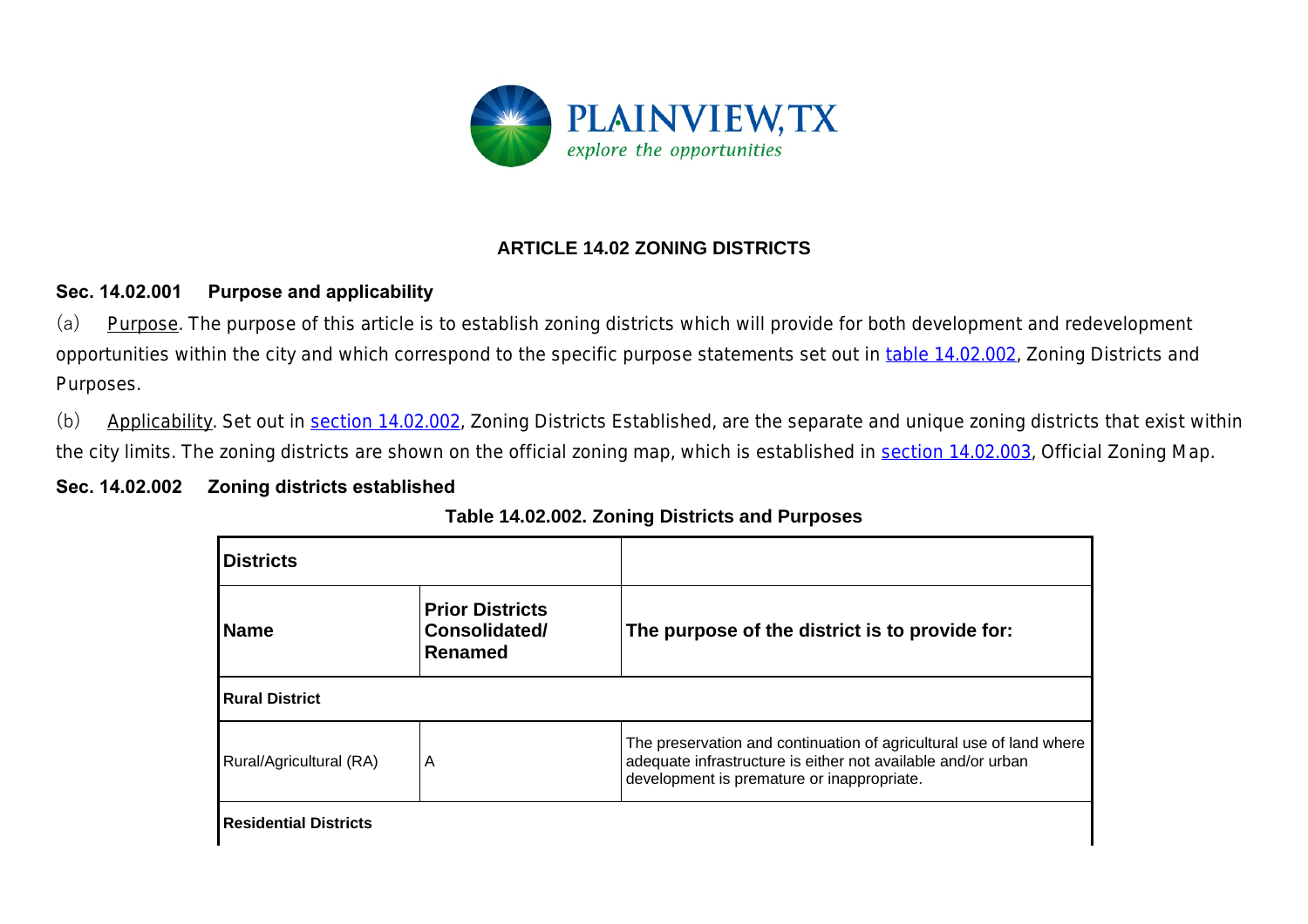# ARTICLE 14.02 ZONING DISTRICTS

## Sec. 14.02.001 Purpose and applicability

(a) Purpose. The purpose of this article is to establish zoning districts which will provide for both development and redevelopment opportunities within the city and which correspond to the specific purpose statements set out in table 14.02.002, Zoning Districts and Purposes.

(b) Applicability. Set out in section 14.02.002, Zoning Districts Established, are the separate and unique zoning districts that exist within the city limits. The zoning districts are shown on the official zoning map, which is established in section 14.02.003, Official Zoning Map.

## Sec. 14.02.002 Zoning districts established

**Table 14.02.002. Zoning Districts and Purposes**

| **Districts** | | |
|---|---|---|
| **Name** | **Prior Districts Consolidated/ Renamed** | **The purpose of the district is to provide for:** |
| **Rural District** | | |
| Rural/Agricultural (RA) | A | The preservation and continuation of agricultural use of land where adequate infrastructure is either not available and/or urban development is premature or inappropriate. |
| **Residential Districts** | | |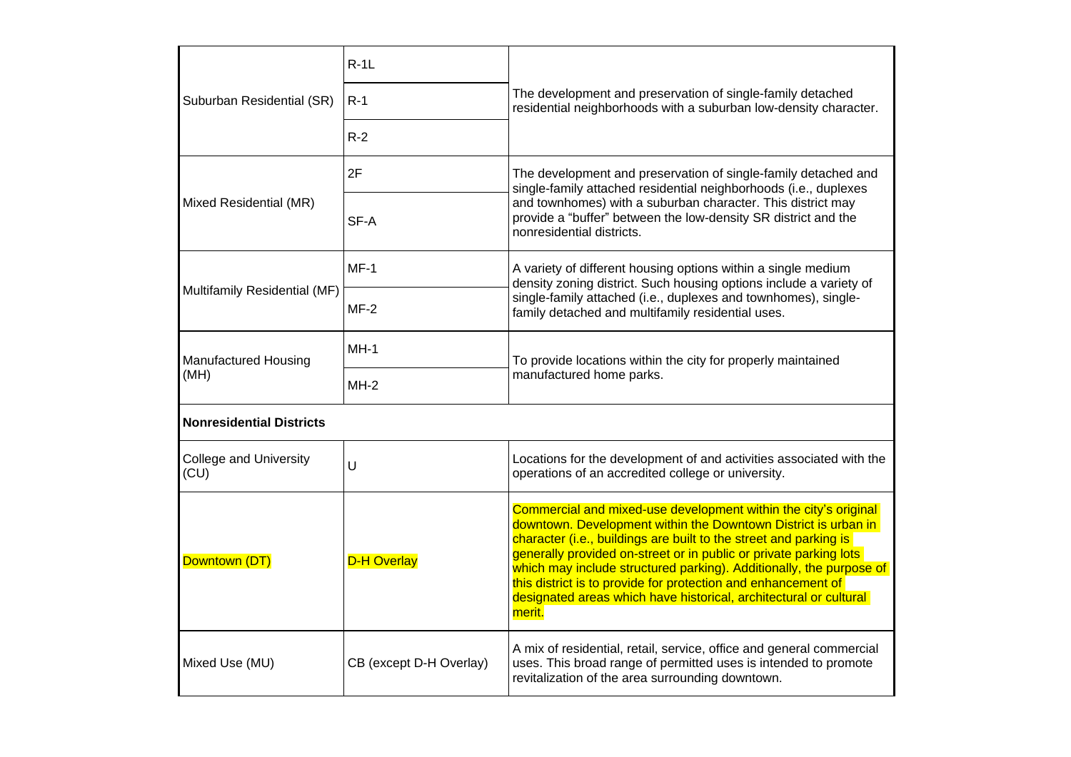| | | |
|---|---|---|
| Suburban Residential (SR) | R-1L | The development and preservation of single-family detached residential neighborhoods with a suburban low-density character. |
| | R-1 | |
| | R-2 | |
| Mixed Residential (MR) | 2F | The development and preservation of single-family detached and single-family attached residential neighborhoods (i.e., duplexes and townhomes) with a suburban character. This district may provide a "buffer" between the low-density SR district and the nonresidential districts. |
| | SF-A | |
| Multifamily Residential (MF) | MF-1 | A variety of different housing options within a single medium density zoning district. Such housing options include a variety of single-family attached (i.e., duplexes and townhomes), single-family detached and multifamily residential uses. |
| | MF-2 | |
| Manufactured Housing (MH) | MH-1 | To provide locations within the city for properly maintained manufactured home parks. |
| | MH-2 | |
| **Nonresidential Districts** | | |
| College and University (CU) | U | Locations for the development of and activities associated with the operations of an accredited college or university. |
| Downtown (DT) | D-H Overlay | Commercial and mixed-use development within the city's original downtown. Development within the Downtown District is urban in character (i.e., buildings are built to the street and parking is generally provided on-street or in public or private parking lots which may include structured parking). Additionally, the purpose of this district is to provide for protection and enhancement of designated areas which have historical, architectural or cultural merit. |
| Mixed Use (MU) | CB (except D-H Overlay) | A mix of residential, retail, service, office and general commercial uses. This broad range of permitted uses is intended to promote revitalization of the area surrounding downtown. |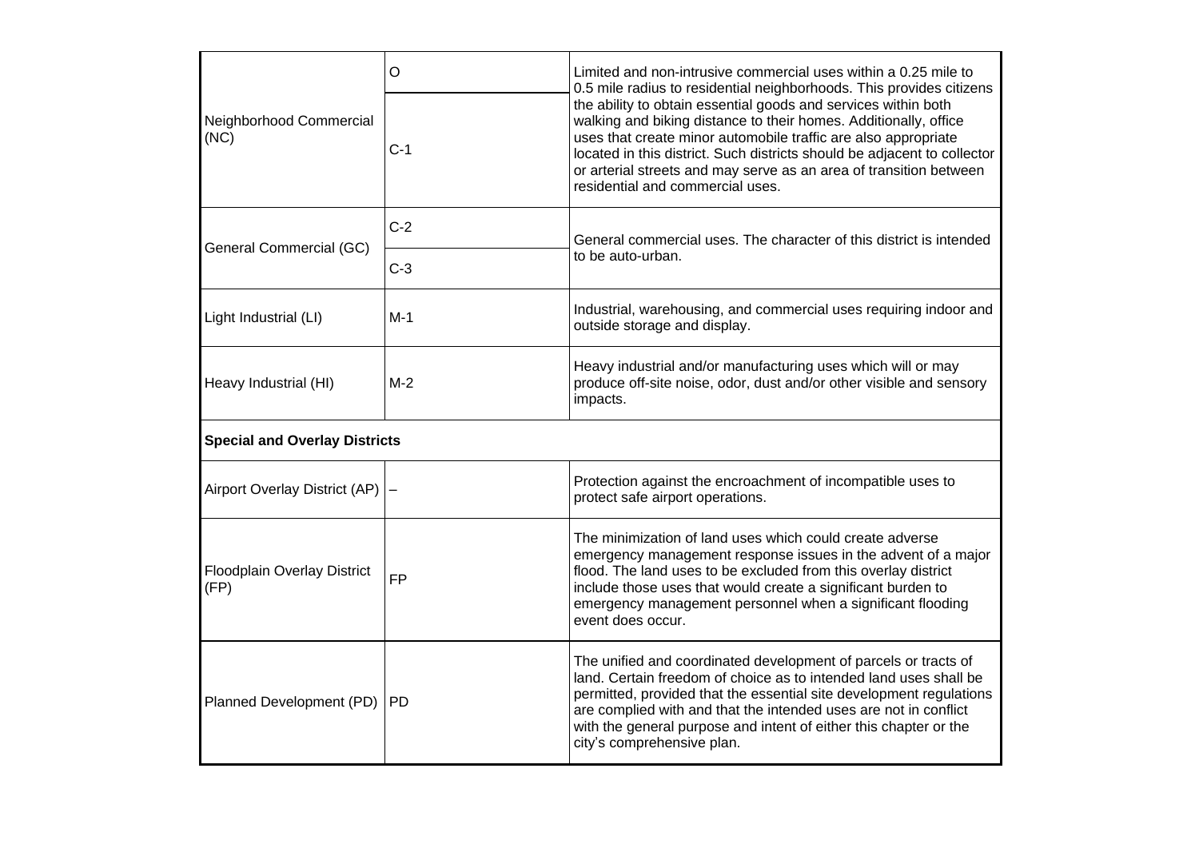| | | |
|---|---|---|
| Neighborhood Commercial (NC) | O | Limited and non-intrusive commercial uses within a 0.25 mile to 0.5 mile radius to residential neighborhoods. This provides citizens the ability to obtain essential goods and services within both walking and biking distance to their homes. Additionally, office uses that create minor automobile traffic are also appropriate located in this district. Such districts should be adjacent to collector or arterial streets and may serve as an area of transition between residential and commercial uses. |
| | C-1 | |
| General Commercial (GC) | C-2 | General commercial uses. The character of this district is intended to be auto-urban. |
| | C-3 | |
| Light Industrial (LI) | M-1 | Industrial, warehousing, and commercial uses requiring indoor and outside storage and display. |
| Heavy Industrial (HI) | M-2 | Heavy industrial and/or manufacturing uses which will or may produce off-site noise, odor, dust and/or other visible and sensory impacts. |
| **Special and Overlay Districts** | | |
| Airport Overlay District (AP) | – | Protection against the encroachment of incompatible uses to protect safe airport operations. |
| Floodplain Overlay District (FP) | FP | The minimization of land uses which could create adverse emergency management response issues in the advent of a major flood. The land uses to be excluded from this overlay district include those uses that would create a significant burden to emergency management personnel when a significant flooding event does occur. |
| Planned Development (PD) | PD | The unified and coordinated development of parcels or tracts of land. Certain freedom of choice as to intended land uses shall be permitted, provided that the essential site development regulations are complied with and that the intended uses are not in conflict with the general purpose and intent of either this chapter or the city's comprehensive plan. |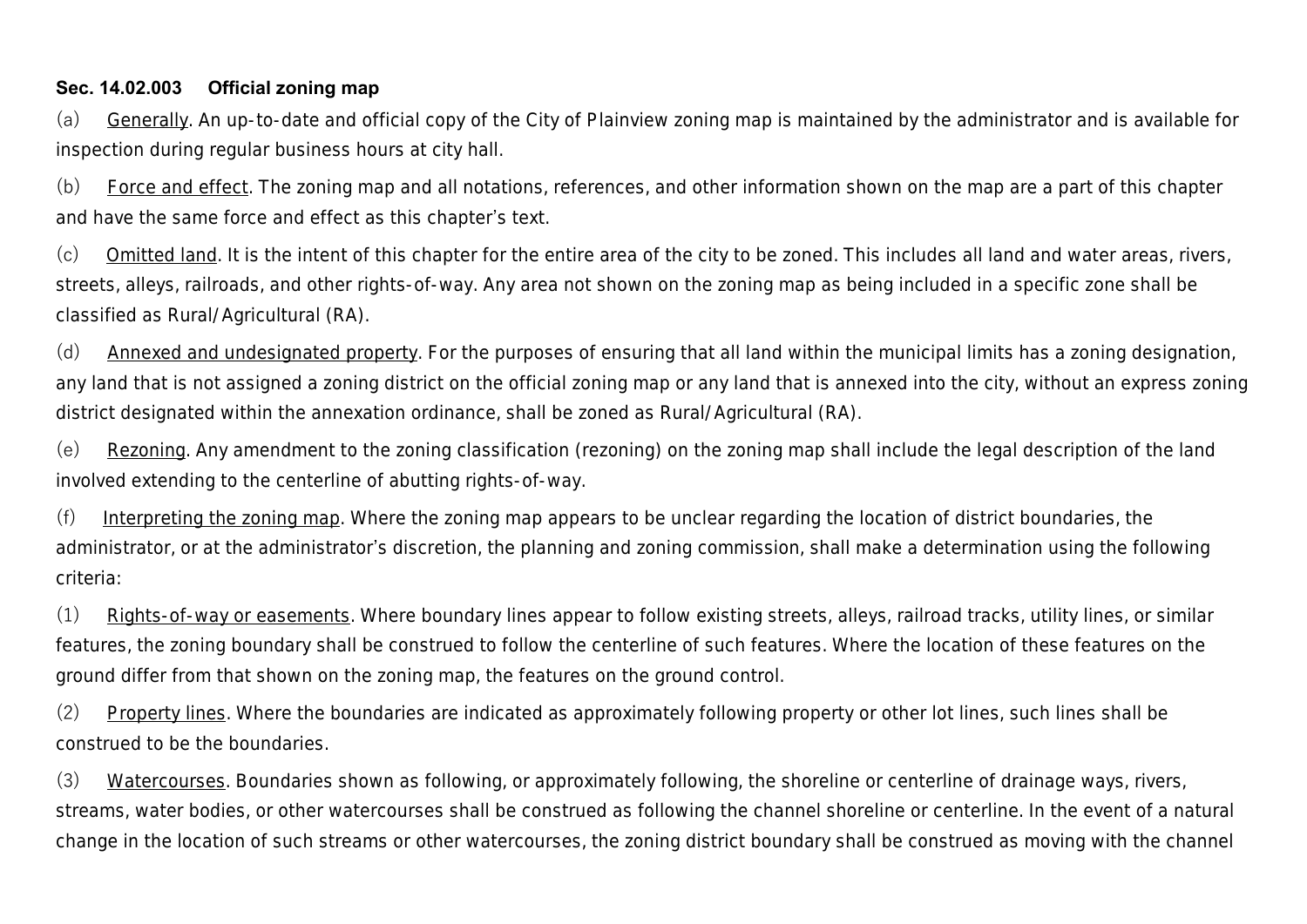**Sec. 14.02.003 Official zoning map**

(a) Generally. An up-to-date and official copy of the City of Plainview zoning map is maintained by the administrator and is available for inspection during regular business hours at city hall.

(b) Force and effect. The zoning map and all notations, references, and other information shown on the map are a part of this chapter and have the same force and effect as this chapter's text.

(c) Omitted land. It is the intent of this chapter for the entire area of the city to be zoned. This includes all land and water areas, rivers, streets, alleys, railroads, and other rights-of-way. Any area not shown on the zoning map as being included in a specific zone shall be classified as Rural/Agricultural (RA).

(d) Annexed and undesignated property. For the purposes of ensuring that all land within the municipal limits has a zoning designation, any land that is not assigned a zoning district on the official zoning map or any land that is annexed into the city, without an express zoning district designated within the annexation ordinance, shall be zoned as Rural/Agricultural (RA).

(e) Rezoning. Any amendment to the zoning classification (rezoning) on the zoning map shall include the legal description of the land involved extending to the centerline of abutting rights-of-way.

(f) Interpreting the zoning map. Where the zoning map appears to be unclear regarding the location of district boundaries, the administrator, or at the administrator's discretion, the planning and zoning commission, shall make a determination using the following criteria:

(1) Rights-of-way or easements. Where boundary lines appear to follow existing streets, alleys, railroad tracks, utility lines, or similar features, the zoning boundary shall be construed to follow the centerline of such features. Where the location of these features on the ground differ from that shown on the zoning map, the features on the ground control.

(2) Property lines. Where the boundaries are indicated as approximately following property or other lot lines, such lines shall be construed to be the boundaries.

(3) Watercourses. Boundaries shown as following, or approximately following, the shoreline or centerline of drainage ways, rivers, streams, water bodies, or other watercourses shall be construed as following the channel shoreline or centerline. In the event of a natural change in the location of such streams or other watercourses, the zoning district boundary shall be construed as moving with the channel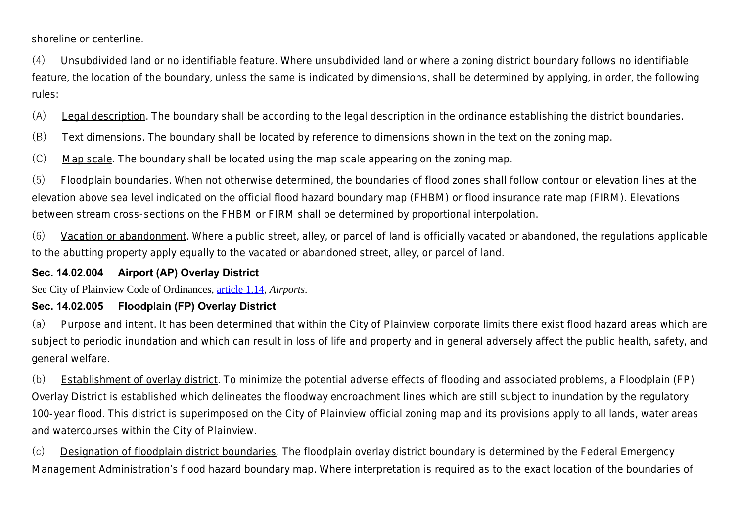shoreline or centerline.

(4) Unsubdivided land or no identifiable feature. Where unsubdivided land or where a zoning district boundary follows no identifiable feature, the location of the boundary, unless the same is indicated by dimensions, shall be determined by applying, in order, the following rules:

(A) Legal description. The boundary shall be according to the legal description in the ordinance establishing the district boundaries.

(B) Text dimensions. The boundary shall be located by reference to dimensions shown in the text on the zoning map.

(C) Map scale. The boundary shall be located using the map scale appearing on the zoning map.

(5) Floodplain boundaries. When not otherwise determined, the boundaries of flood zones shall follow contour or elevation lines at the elevation above sea level indicated on the official flood hazard boundary map (FHBM) or flood insurance rate map (FIRM). Elevations between stream cross-sections on the FHBM or FIRM shall be determined by proportional interpolation.

(6) Vacation or abandonment. Where a public street, alley, or parcel of land is officially vacated or abandoned, the regulations applicable to the abutting property apply equally to the vacated or abandoned street, alley, or parcel of land.

### Sec. 14.02.004 Airport (AP) Overlay District

See City of Plainview Code of Ordinances, article 1.14, *Airports*.

### Sec. 14.02.005 Floodplain (FP) Overlay District

(a) Purpose and intent. It has been determined that within the City of Plainview corporate limits there exist flood hazard areas which are subject to periodic inundation and which can result in loss of life and property and in general adversely affect the public health, safety, and general welfare.

(b) Establishment of overlay district. To minimize the potential adverse effects of flooding and associated problems, a Floodplain (FP) Overlay District is established which delineates the floodway encroachment lines which are still subject to inundation by the regulatory 100-year flood. This district is superimposed on the City of Plainview official zoning map and its provisions apply to all lands, water areas and watercourses within the City of Plainview.

(c) Designation of floodplain district boundaries. The floodplain overlay district boundary is determined by the Federal Emergency Management Administration's flood hazard boundary map. Where interpretation is required as to the exact location of the boundaries of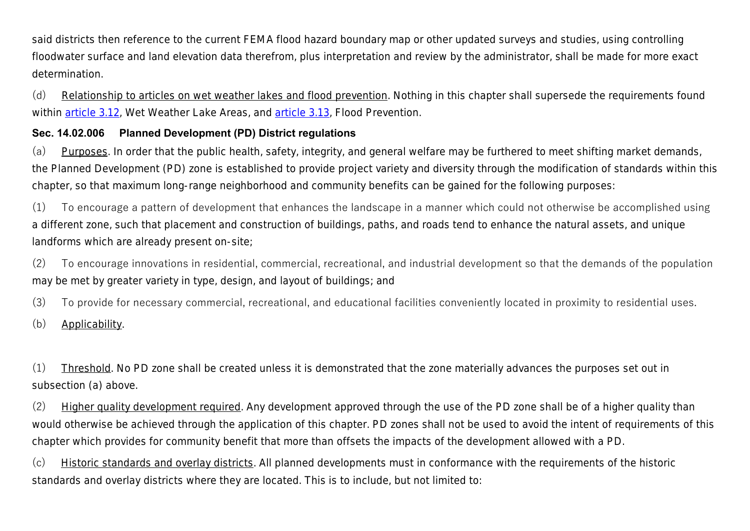said districts then reference to the current FEMA flood hazard boundary map or other updated surveys and studies, using controlling floodwater surface and land elevation data therefrom, plus interpretation and review by the administrator, shall be made for more exact determination.

(d) Relationship to articles on wet weather lakes and flood prevention. Nothing in this chapter shall supersede the requirements found within article 3.12, Wet Weather Lake Areas, and article 3.13, Flood Prevention.

### Sec. 14.02.006 Planned Development (PD) District regulations

(a) Purposes. In order that the public health, safety, integrity, and general welfare may be furthered to meet shifting market demands, the Planned Development (PD) zone is established to provide project variety and diversity through the modification of standards within this chapter, so that maximum long-range neighborhood and community benefits can be gained for the following purposes:

(1) To encourage a pattern of development that enhances the landscape in a manner which could not otherwise be accomplished using a different zone, such that placement and construction of buildings, paths, and roads tend to enhance the natural assets, and unique landforms which are already present on-site;

(2) To encourage innovations in residential, commercial, recreational, and industrial development so that the demands of the population may be met by greater variety in type, design, and layout of buildings; and

(3) To provide for necessary commercial, recreational, and educational facilities conveniently located in proximity to residential uses.

(b) Applicability.

(1) Threshold. No PD zone shall be created unless it is demonstrated that the zone materially advances the purposes set out in subsection (a) above.

(2) Higher quality development required. Any development approved through the use of the PD zone shall be of a higher quality than would otherwise be achieved through the application of this chapter. PD zones shall not be used to avoid the intent of requirements of this chapter which provides for community benefit that more than offsets the impacts of the development allowed with a PD.

(c) Historic standards and overlay districts. All planned developments must in conformance with the requirements of the historic standards and overlay districts where they are located. This is to include, but not limited to: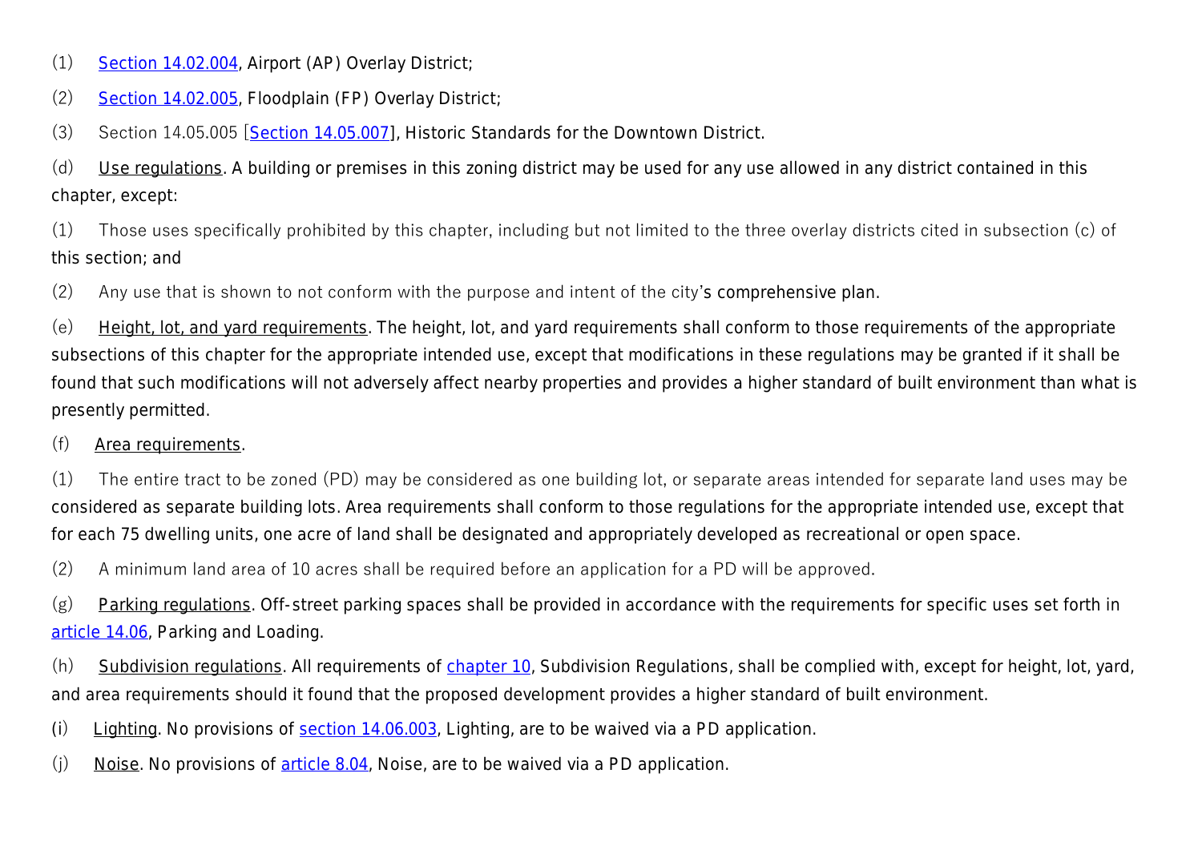(1) Section 14.02.004, Airport (AP) Overlay District;

(2) Section 14.02.005, Floodplain (FP) Overlay District;

(3) Section 14.05.005 [Section 14.05.007], Historic Standards for the Downtown District.

(d) Use regulations. A building or premises in this zoning district may be used for any use allowed in any district contained in this chapter, except:

(1) Those uses specifically prohibited by this chapter, including but not limited to the three overlay districts cited in subsection (c) of this section; and

(2) Any use that is shown to not conform with the purpose and intent of the city's comprehensive plan.

(e) Height, lot, and yard requirements. The height, lot, and yard requirements shall conform to those requirements of the appropriate subsections of this chapter for the appropriate intended use, except that modifications in these regulations may be granted if it shall be found that such modifications will not adversely affect nearby properties and provides a higher standard of built environment than what is presently permitted.

(f) Area requirements.

(1) The entire tract to be zoned (PD) may be considered as one building lot, or separate areas intended for separate land uses may be considered as separate building lots. Area requirements shall conform to those regulations for the appropriate intended use, except that for each 75 dwelling units, one acre of land shall be designated and appropriately developed as recreational or open space.

(2) A minimum land area of 10 acres shall be required before an application for a PD will be approved.

(g) Parking regulations. Off-street parking spaces shall be provided in accordance with the requirements for specific uses set forth in article 14.06, Parking and Loading.

(h) Subdivision regulations. All requirements of chapter 10, Subdivision Regulations, shall be complied with, except for height, lot, yard, and area requirements should it found that the proposed development provides a higher standard of built environment.

(i) Lighting. No provisions of section 14.06.003, Lighting, are to be waived via a PD application.

(j) Noise. No provisions of article 8.04, Noise, are to be waived via a PD application.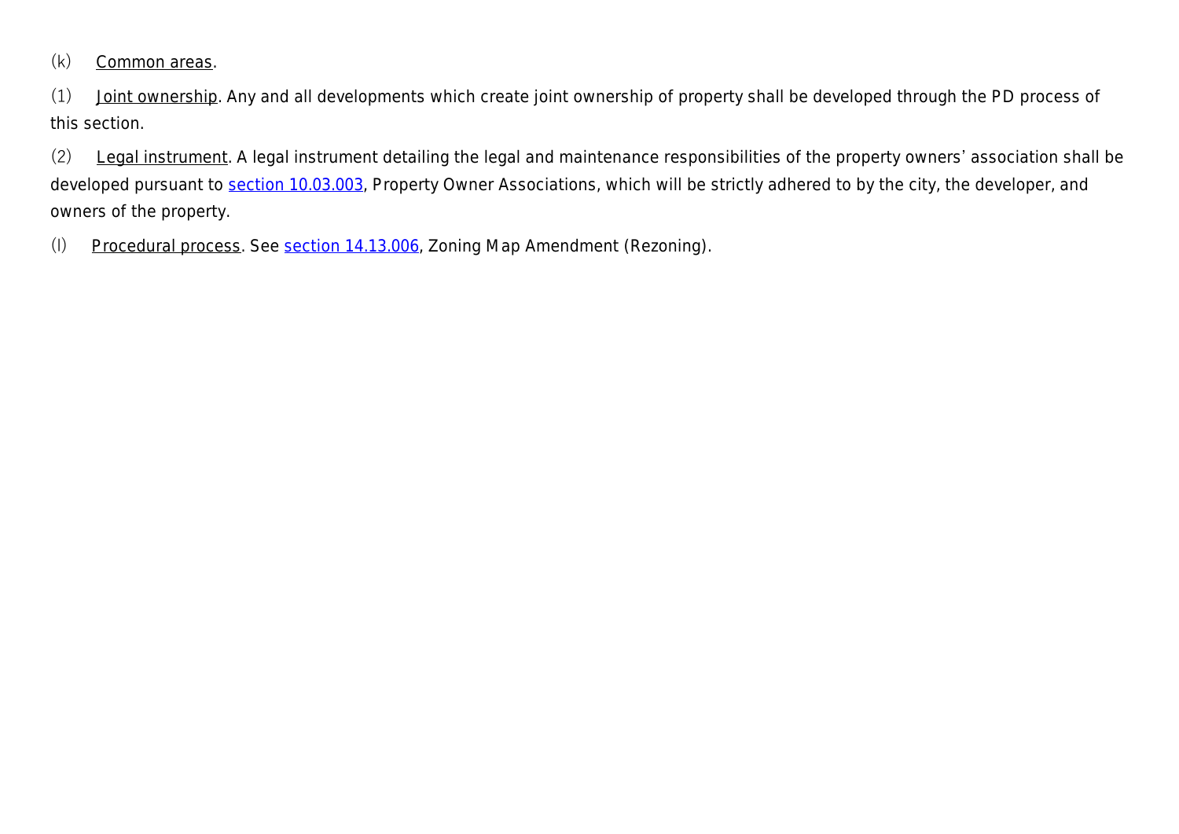(k) Common areas.

(1) Joint ownership. Any and all developments which create joint ownership of property shall be developed through the PD process of this section.

(2) Legal instrument. A legal instrument detailing the legal and maintenance responsibilities of the property owners' association shall be developed pursuant to section 10.03.003, Property Owner Associations, which will be strictly adhered to by the city, the developer, and owners of the property.

(l) Procedural process. See section 14.13.006, Zoning Map Amendment (Rezoning).